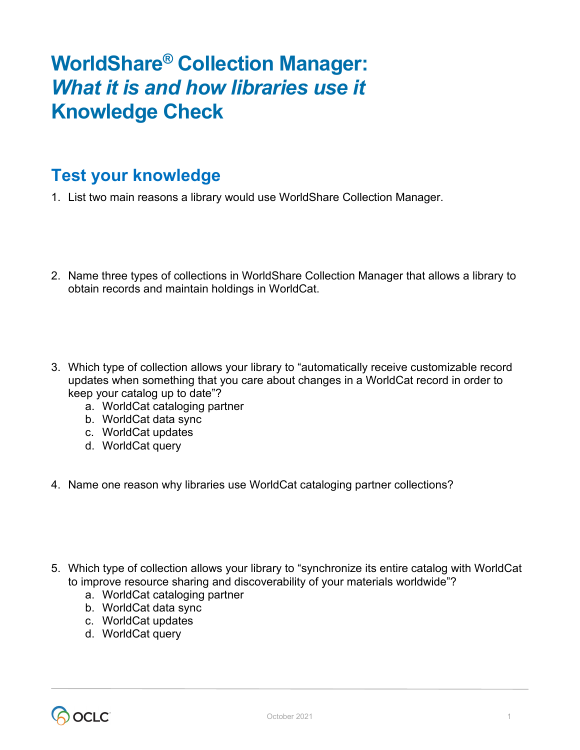# WorldShare® Collection Manager: *What it is and how libraries use it* Knowledge Check

## Test your knowledge

1. List two main reasons a library would use WorldShare Collection Manager.

2. Name three types of collections in WorldShare Collection Manager that allows a library to obtain records and maintain holdings in WorldCat.

3. Which type of collection allows your library to "automatically receive customizable record updates when something that you care about changes in a WorldCat record in order to keep your catalog up to date"?
   a. WorldCat cataloging partner
   b. WorldCat data sync
   c. WorldCat updates
   d. WorldCat query

4. Name one reason why libraries use WorldCat cataloging partner collections?

5. Which type of collection allows your library to "synchronize its entire catalog with WorldCat to improve resource sharing and discoverability of your materials worldwide"?
   a. WorldCat cataloging partner
   b. WorldCat data sync
   c. WorldCat updates
   d. WorldCat query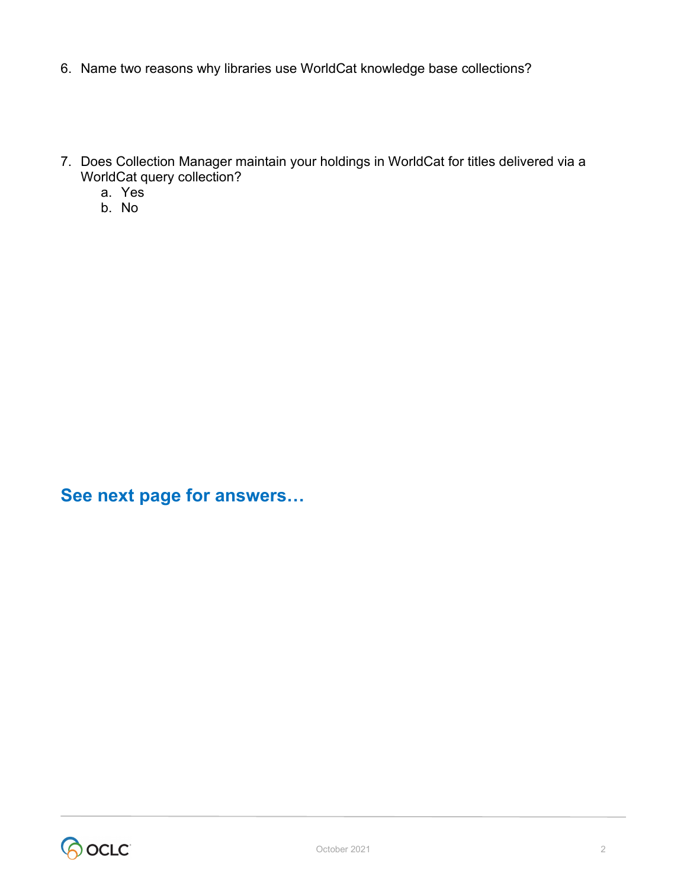6. Name two reasons why libraries use WorldCat knowledge base collections?

7. Does Collection Manager maintain your holdings in WorldCat for titles delivered via a WorldCat query collection?
   a. Yes
   b. No

## See next page for answers…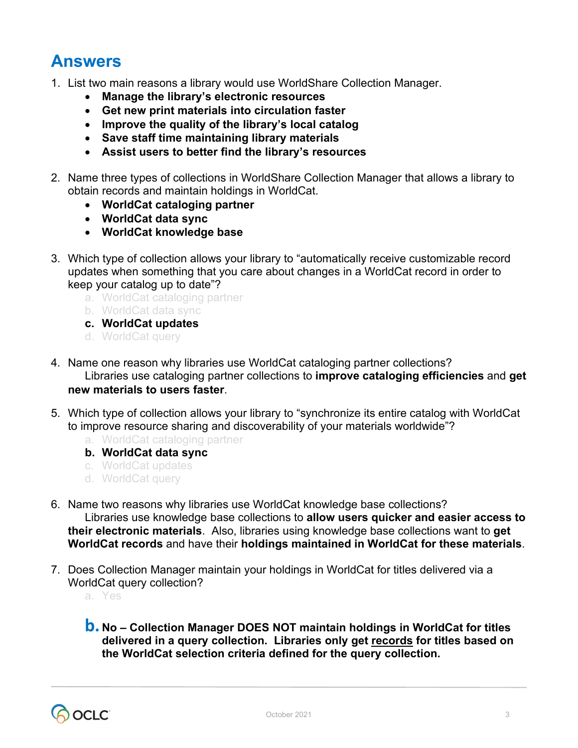# Answers

1. List two main reasons a library would use WorldShare Collection Manager.
   - **Manage the library's electronic resources**
   - **Get new print materials into circulation faster**
   - **Improve the quality of the library's local catalog**
   - **Save staff time maintaining library materials**
   - **Assist users to better find the library's resources**

2. Name three types of collections in WorldShare Collection Manager that allows a library to obtain records and maintain holdings in WorldCat.
   - **WorldCat cataloging partner**
   - **WorldCat data sync**
   - **WorldCat knowledge base**

3. Which type of collection allows your library to "automatically receive customizable record updates when something that you care about changes in a WorldCat record in order to keep your catalog up to date"?
   a. WorldCat cataloging partner
   b. WorldCat data sync
   **c. WorldCat updates**
   d. WorldCat query

4. Name one reason why libraries use WorldCat cataloging partner collections?
   Libraries use cataloging partner collections to **improve cataloging efficiencies** and **get new materials to users faster**.

5. Which type of collection allows your library to "synchronize its entire catalog with WorldCat to improve resource sharing and discoverability of your materials worldwide"?
   a. WorldCat cataloging partner
   **b. WorldCat data sync**
   c. WorldCat updates
   d. WorldCat query

6. Name two reasons why libraries use WorldCat knowledge base collections?
   Libraries use knowledge base collections to **allow users quicker and easier access to their electronic materials**. Also, libraries using knowledge base collections want to **get WorldCat records** and have their **holdings maintained in WorldCat for these materials**.

7. Does Collection Manager maintain your holdings in WorldCat for titles delivered via a WorldCat query collection?
   a. Yes
   **b. No – Collection Manager DOES NOT maintain holdings in WorldCat for titles delivered in a query collection. Libraries only get records for titles based on the WorldCat selection criteria defined for the query collection.**